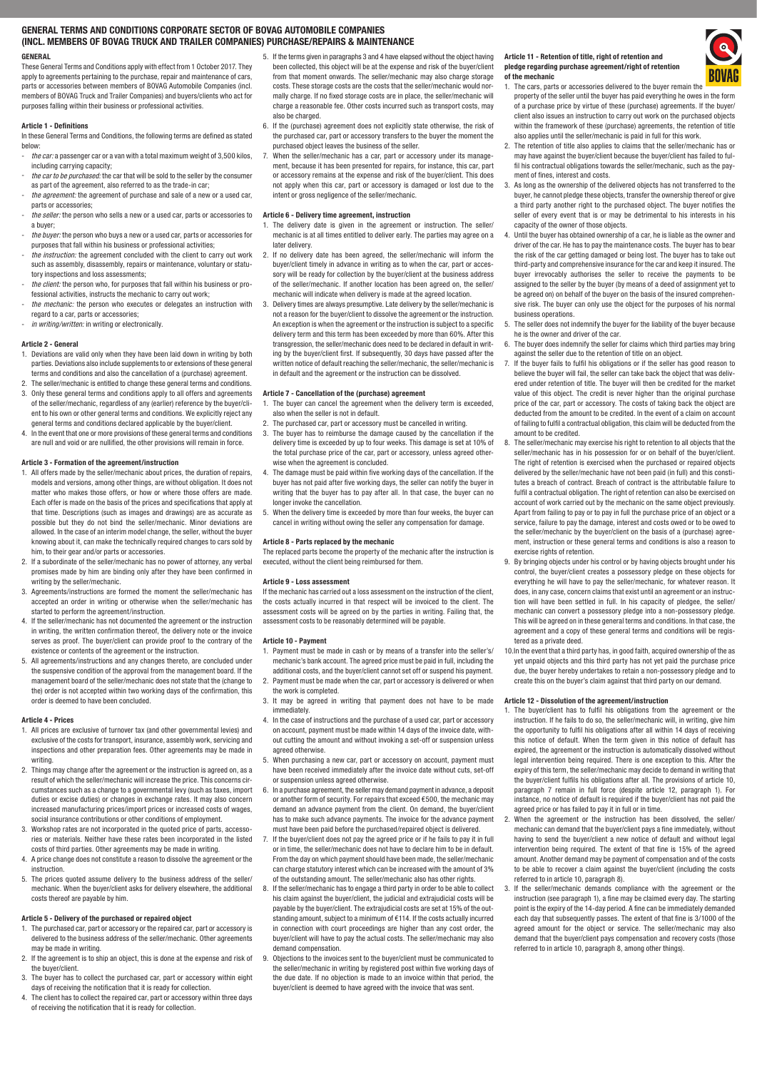# GENERAL TERMS AND CONDITIONS CORPORATE SECTOR OF BOVAG AUTOMOBILE COMPANIES (INCL. MEMBERS OF BOVAG TRUCK AND TRAILER COMPANIES) PURCHASE/REPAIRS & MAINTENANCE

## GENERAL

These General Terms and Conditions apply with effect from 1 October 2017. They apply to agreements pertaining to the purchase, repair and maintenance of cars, parts or accessories between members of BOVAG Automobile Companies (incl. members of BOVAG Truck and Trailer Companies) and buyers/clients who act for purposes falling within their business or professional activities.

### Article 1 - Definitions

In these General Terms and Conditions, the following terms are defined as stated below:

- *the car:* a passenger car or a van with a total maximum weight of 3,500 kilos, including carrying capacity;
- *the car to be purchased:* the car that will be sold to the seller by the consumer as part of the agreement, also referred to as the trade-in car;
- *the agreement:* the agreement of purchase and sale of a new or a used car, parts or accessories;
- *the seller:* the person who sells a new or a used car, parts or accessories to a buyer;
- *the buyer:* the person who buys a new or a used car, parts or accessories for purposes that fall within his business or professional activities;
- *the instruction:* the agreement concluded with the client to carry out work such as assembly, disassembly, repairs or maintenance, voluntary or statutory inspections and loss assessments;
- *the client:* the person who, for purposes that fall within his business or professional activities, instructs the mechanic to carry out work;
- *the mechanic:* the person who executes or delegates an instruction with regard to a car, parts or accessories;
- *in writing/written:* in writing or electronically.

### Article 2 - General

1. Deviations are valid only when they have been laid down in writing by both parties. Deviations also include supplements to or extensions of these general terms and conditions and also the cancellation of a (purchase) agreement.
2. The seller/mechanic is entitled to change these general terms and conditions.
3. Only these general terms and conditions apply to all offers and agreements of the seller/mechanic, regardless of any (earlier) reference by the buyer/client to his own or other general terms and conditions. We explicitly reject any general terms and conditions declared applicable by the buyer/client.
4. In the event that one or more provisions of these general terms and conditions are null and void or are nullified, the other provisions will remain in force.

### Article 3 - Formation of the agreement/instruction

1. All offers made by the seller/mechanic about prices, the duration of repairs, models and versions, among other things, are without obligation. It does not matter who makes those offers, or how or where those offers are made. Each offer is made on the basis of the prices and specifications that apply at that time. Descriptions (such as images and drawings) are as accurate as possible but they do not bind the seller/mechanic. Minor deviations are allowed. In the case of an interim model change, the seller, without the buyer knowing about it, can make the technically required changes to cars sold by him, to their gear and/or parts or accessories.
2. If a subordinate of the seller/mechanic has no power of attorney, any verbal promises made by him are binding only after they have been confirmed in writing by the seller/mechanic.
3. Agreements/instructions are formed the moment the seller/mechanic has accepted an order in writing or otherwise when the seller/mechanic has started to perform the agreement/instruction.
4. If the seller/mechanic has not documented the agreement or the instruction in writing, the written confirmation thereof, the delivery note or the invoice serves as proof. The buyer/client can provide proof to the contrary of the existence or contents of the agreement or the instruction.
5. All agreements/instructions and any changes thereto, are concluded under the suspensive condition of the approval from the management board. If the management board of the seller/mechanic does not state that the (change to the) order is not accepted within two working days of the confirmation, this order is deemed to have been concluded.

### Article 4 - Prices

1. All prices are exclusive of turnover tax (and other governmental levies) and exclusive of the costs for transport, insurance, assembly work, servicing and inspections and other preparation fees. Other agreements may be made in writing.
2. Things may change after the agreement or the instruction is agreed on, as a result of which the seller/mechanic will increase the price. This concerns circumstances such as a change to a governmental levy (such as taxes, import duties or excise duties) or changes in exchange rates. It may also concern increased manufacturing prices/import prices or increased costs of wages, social insurance contributions or other conditions of employment.
3. Workshop rates are not incorporated in the quoted price of parts, accessories or materials. Neither have these rates been incorporated in the listed costs of third parties. Other agreements may be made in writing.
4. A price change does not constitute a reason to dissolve the agreement or the instruction.
5. The prices quoted assume delivery to the business address of the seller/mechanic. When the buyer/client asks for delivery elsewhere, the additional costs thereof are payable by him.

### Article 5 - Delivery of the purchased or repaired object

1. The purchased car, part or accessory or the repaired car, part or accessory is delivered to the business address of the seller/mechanic. Other agreements may be made in writing.
2. If the agreement is to ship an object, this is done at the expense and risk of the buyer/client.
3. The buyer has to collect the purchased car, part or accessory within eight days of receiving the notification that it is ready for collection.
4. The client has to collect the repaired car, part or accessory within three days of receiving the notification that it is ready for collection.
5. If the terms given in paragraphs 3 and 4 have elapsed without the object having been collected, this object will be at the expense and risk of the buyer/client from that moment onwards. The seller/mechanic may also charge storage costs. These storage costs are the costs that the seller/mechanic would normally charge. If no fixed storage costs are in place, the seller/mechanic will charge a reasonable fee. Other costs incurred such as transport costs, may also be charged.
6. If the (purchase) agreement does not explicitly state otherwise, the risk of the purchased car, part or accessory transfers to the buyer the moment the purchased object leaves the business of the seller.
7. When the seller/mechanic has a car, part or accessory under its management, because it has been presented for repairs, for instance, this car, part or accessory remains at the expense and risk of the buyer/client. This does not apply when this car, part or accessory is damaged or lost due to the intent or gross negligence of the seller/mechanic.

### Article 6 - Delivery time agreement, instruction

1. The delivery date is given in the agreement or instruction. The seller/mechanic is at all times entitled to deliver early. The parties may agree on a later delivery.
2. If no delivery date has been agreed, the seller/mechanic will inform the buyer/client timely in advance in writing as to when the car, part or accessory will be ready for collection by the buyer/client at the business address of the seller/mechanic. If another location has been agreed on, the seller/mechanic will indicate when delivery is made at the agreed location.
3. Delivery times are always presumptive. Late delivery by the seller/mechanic is not a reason for the buyer/client to dissolve the agreement or the instruction. An exception is when the agreement or the instruction is subject to a specific delivery term and this term has been exceeded by more than 60%. After this transgression, the seller/mechanic does need to be declared in default in writing by the buyer/client first. If subsequently, 30 days have passed after the written notice of default reaching the seller/mechanic, the seller/mechanic is in default and the agreement or the instruction can be dissolved.

### Article 7 - Cancellation of the (purchase) agreement

1. The buyer can cancel the agreement when the delivery term is exceeded, also when the seller is not in default.
2. The purchased car, part or accessory must be cancelled in writing.
3. The buyer has to reimburse the damage caused by the cancellation if the delivery time is exceeded by up to four weeks. This damage is set at 10% of the total purchase price of the car, part or accessory, unless agreed otherwise when the agreement is concluded.
4. The damage must be paid within five working days of the cancellation. If the buyer has not paid after five working days, the seller can notify the buyer in writing that the buyer has to pay after all. In that case, the buyer can no longer invoke the cancellation.
5. When the delivery time is exceeded by more than four weeks, the buyer can cancel in writing without owing the seller any compensation for damage.

### Article 8 - Parts replaced by the mechanic

The replaced parts become the property of the mechanic after the instruction is executed, without the client being reimbursed for them.

### Article 9 - Loss assessment

If the mechanic has carried out a loss assessment on the instruction of the client, the costs actually incurred in that respect will be invoiced to the client. The assessment costs will be agreed on by the parties in writing. Failing that, the assessment costs to be reasonably determined will be payable.

### Article 10 - Payment

1. Payment must be made in cash or by means of a transfer into the seller's/mechanic's bank account. The agreed price must be paid in full, including the additional costs, and the buyer/client cannot set off or suspend his payment.
2. Payment must be made when the car, part or accessory is delivered or when the work is completed.
3. It may be agreed in writing that payment does not have to be made immediately.
4. In the case of instructions and the purchase of a used car, part or accessory on account, payment must be made within 14 days of the invoice date, without cutting the amount and without invoking a set-off or suspension unless agreed otherwise.
5. When purchasing a new car, part or accessory on account, payment must have been received immediately after the invoice date without cuts, set-off or suspension unless agreed otherwise.
6. In a purchase agreement, the seller may demand payment in advance, a deposit or another form of security. For repairs that exceed €500, the mechanic may demand an advance payment from the client. On demand, the buyer/client has to make such advance payments. The invoice for the advance payment must have been paid before the purchased/repaired object is delivered.
7. If the buyer/client does not pay the agreed price or if he fails to pay it in full or in time, the seller/mechanic does not have to declare him to be in default. From the day on which payment should have been made, the seller/mechanic can charge statutory interest which can be increased with the amount of 3% of the outstanding amount. The seller/mechanic also has other rights.
8. If the seller/mechanic has to engage a third party in order to be able to collect his claim against the buyer/client, the judicial and extrajudicial costs will be payable by the buyer/client. The extrajudicial costs are set at 15% of the outstanding amount, subject to a minimum of €114. If the costs actually incurred in connection with court proceedings are higher than any cost order, the buyer/client will have to pay the actual costs. The seller/mechanic may also demand compensation.
9. Objections to the invoices sent to the buyer/client must be communicated to the seller/mechanic in writing by registered post within five working days of the due date. If no objection is made to an invoice within that period, the buyer/client is deemed to have agreed with the invoice that was sent.

### Article 11 - Retention of title, right of retention and pledge regarding purchase agreement/right of retention of the mechanic

1. The cars, parts or accessories delivered to the buyer remain the property of the seller until the buyer has paid everything he owes in the form of a purchase price by virtue of these (purchase) agreements. If the buyer/client also issues an instruction to carry out work on the purchased objects within the framework of these (purchase) agreements, the retention of title also applies until the seller/mechanic is paid in full for this work.
2. The retention of title also applies to claims that the seller/mechanic has or may have against the buyer/client because the buyer/client has failed to fulfil his contractual obligations towards the seller/mechanic, such as the payment of fines, interest and costs.
3. As long as the ownership of the delivered objects has not transferred to the buyer, he cannot pledge these objects, transfer the ownership thereof or give a third party another right to the purchased object. The buyer notifies the seller of every event that is or may be detrimental to his interests in his capacity of the owner of those objects.
4. Until the buyer has obtained ownership of a car, he is liable as the owner and driver of the car. He has to pay the maintenance costs. The buyer has to bear the risk of the car getting damaged or being lost. The buyer has to take out third-party and comprehensive insurance for the car and keep it insured. The buyer irrevocably authorises the seller to receive the payments to be assigned to the seller by the buyer (by means of a deed of assignment yet to be agreed on) on behalf of the buyer on the basis of the insured comprehensive risk. The buyer can only use the object for the purposes of his normal business operations.
5. The seller does not indemnify the buyer for the liability of the buyer because he is the owner and driver of the car.
6. The buyer does indemnify the seller for claims which third parties may bring against the seller due to the retention of title on an object.
7. If the buyer fails to fulfil his obligations or if the seller has good reason to believe the buyer will fail, the seller can take back the object that was delivered under retention of title. The buyer will then be credited for the market value of this object. The credit is never higher than the original purchase price of the car, part or accessory. The costs of taking back the object are deducted from the amount to be credited. In the event of a claim on account of failing to fulfil a contractual obligation, this claim will be deducted from the amount to be credited.
8. The seller/mechanic may exercise his right to retention to all objects that the seller/mechanic has in his possession for or on behalf of the buyer/client. The right of retention is exercised when the purchased or repaired objects delivered by the seller/mechanic have not been paid (in full) and this constitutes a breach of contract. Breach of contract is the attributable failure to fulfil a contractual obligation. The right of retention can also be exercised on account of work carried out by the mechanic on the same object previously. Apart from failing to pay or to pay in full the purchase price of an object or a service, failure to pay the damage, interest and costs owed or to be owed to the seller/mechanic by the buyer/client on the basis of a (purchase) agreement, instruction or these general terms and conditions is also a reason to exercise rights of retention.
9. By bringing objects under his control or by having objects brought under his control, the buyer/client creates a possessory pledge on these objects for everything he will have to pay the seller/mechanic, for whatever reason. It does, in any case, concern claims that exist until an agreement or an instruction will have been settled in full. In his capacity of pledgee, the seller/mechanic can convert a possessory pledge into a non-possessory pledge. This will be agreed on in these general terms and conditions. In that case, the agreement and a copy of these general terms and conditions will be registered as a private deed.
10. In the event that a third party has, in good faith, acquired ownership of the as yet unpaid objects and this third party has not yet paid the purchase price due, the buyer hereby undertakes to retain a non-possessory pledge and to create this on the buyer's claim against that third party on our demand.

### Article 12 - Dissolution of the agreement/instruction

1. The buyer/client has to fulfil his obligations from the agreement or the instruction. If he fails to do so, the seller/mechanic will, in writing, give him the opportunity to fulfil his obligations after all within 14 days of receiving this notice of default. When the term given in this notice of default has expired, the agreement or the instruction is automatically dissolved without legal intervention being required. There is one exception to this. After the expiry of this term, the seller/mechanic may decide to demand in writing that the buyer/client fulfils his obligations after all. The provisions of article 10, paragraph 7 remain in full force (despite article 12, paragraph 1). For instance, no notice of default is required if the buyer/client has not paid the agreed price or has failed to pay it in full or in time.
2. When the agreement or the instruction has been dissolved, the seller/mechanic can demand that the buyer/client pays a fine immediately, without having to send the buyer/client a new notice of default and without legal intervention being required. The extent of that fine is 15% of the agreed amount. Another demand may be payment of compensation and of the costs to be able to recover a claim against the buyer/client (including the costs referred to in article 10, paragraph 8).
3. If the seller/mechanic demands compliance with the agreement or the instruction (see paragraph 1), a fine may be claimed every day. The starting point is the expiry of the 14-day period. A fine can be immediately demanded each day that subsequently passes. The extent of that fine is 3/1000 of the agreed amount for the object or service. The seller/mechanic may also demand that the buyer/client pays compensation and recovery costs (those referred to in article 10, paragraph 8, among other things).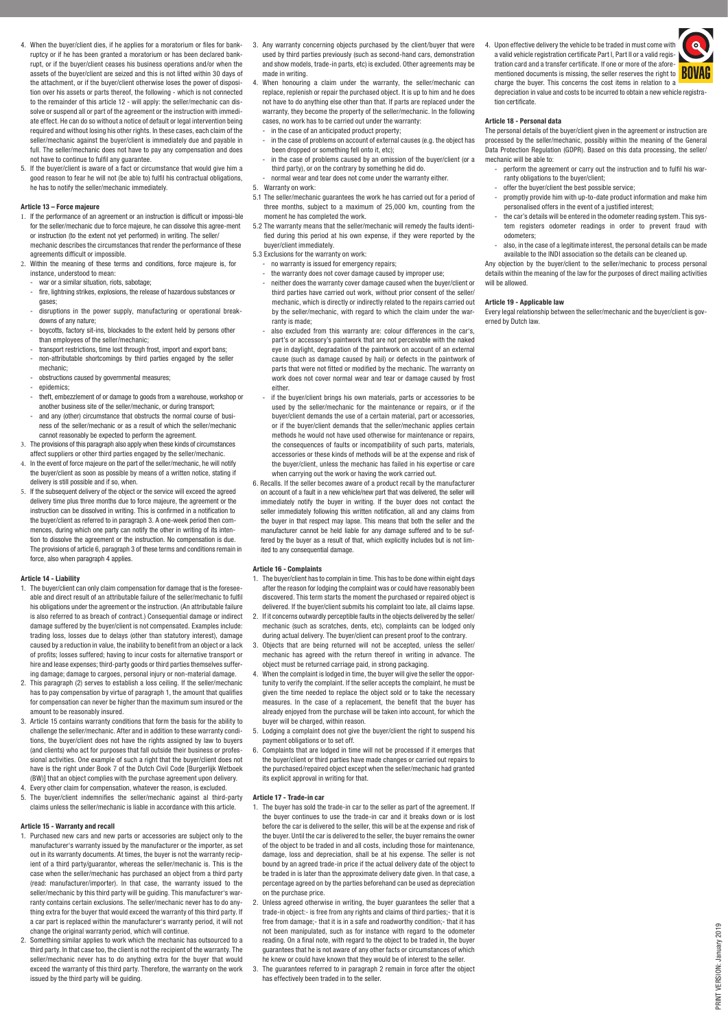4. When the buyer/client dies, if he applies for a moratorium or files for bankruptcy or if he has been granted a moratorium or has been declared bankrupt, or if the buyer/client ceases his business operations and/or when the assets of the buyer/client are seized and this is not lifted within 30 days of the attachment, or if the buyer/client otherwise loses the power of disposition over his assets or parts thereof, the following - which is not connected to the remainder of this article 12 - will apply: the seller/mechanic can dissolve or suspend all or part of the agreement or the instruction with immediate effect. He can do so without a notice of default or legal intervention being required and without losing his other rights. In these cases, each claim of the seller/mechanic against the buyer/client is immediately due and payable in full. The seller/mechanic does not have to pay any compensation and does not have to continue to fulfil any guarantee.
5. If the buyer/client is aware of a fact or circumstance that would give him a good reason to fear he will not (be able to) fulfil his contractual obligations, he has to notify the seller/mechanic immediately.

### Article 13 – Force majeure

1. If the performance of an agreement or an instruction is difficult or impossible for the seller/mechanic due to force majeure, he can dissolve this agree-ment or instruction (to the extent not yet performed) in writing. The seller/mechanic describes the circumstances that render the performance of these agreements difficult or impossible.
2. Within the meaning of these terms and conditions, force majeure is, for instance, understood to mean:
   - war or a similar situation, riots, sabotage;
   - fire, lightning strikes, explosions, the release of hazardous substances or gases;
   - disruptions in the power supply, manufacturing or operational breakdowns of any nature;
   - boycotts, factory sit-ins, blockades to the extent held by persons other than employees of the seller/mechanic;
   - transport restrictions, time lost through frost, import and export bans;
   - non-attributable shortcomings by third parties engaged by the seller mechanic;
   - obstructions caused by governmental measures;
   - epidemics;
   - theft, embezzlement of or damage to goods from a warehouse, workshop or another business site of the seller/mechanic, or during transport;
   - and any (other) circumstance that obstructs the normal course of business of the seller/mechanic or as a result of which the seller/mechanic cannot reasonably be expected to perform the agreement.
3. The provisions of this paragraph also apply when these kinds of circumstances affect suppliers or other third parties engaged by the seller/mechanic.
4. In the event of force majeure on the part of the seller/mechanic, he will notify the buyer/client as soon as possible by means of a written notice, stating if delivery is still possible and if so, when.
5. If the subsequent delivery of the object or the service will exceed the agreed delivery time plus three months due to force majeure, the agreement or the instruction can be dissolved in writing. This is confirmed in a notification to the buyer/client as referred to in paragraph 3. A one-week period then commences, during which one party can notify the other in writing of its intention to dissolve the agreement or the instruction. No compensation is due. The provisions of article 6, paragraph 3 of these terms and conditions remain in force, also when paragraph 4 applies.

### Article 14 - Liability

1. The buyer/client can only claim compensation for damage that is the foreseeable and direct result of an attributable failure of the seller/mechanic to fulfil his obligations under the agreement or the instruction. (An attributable failure is also referred to as breach of contract.) Consequential damage or indirect damage suffered by the buyer/client is not compensated. Examples include: trading loss, losses due to delays (other than statutory interest), damage caused by a reduction in value, the inability to benefit from an object or a lack of profits; losses suffered; having to incur costs for alternative transport or hire and lease expenses; third-party goods or third parties themselves suffering damage; damage to cargoes, personal injury or non-material damage.
2. This paragraph (2) serves to establish a loss ceiling. If the seller/mechanic has to pay compensation by virtue of paragraph 1, the amount that qualifies for compensation can never be higher than the maximum sum insured or the amount to be reasonably insured.
3. Article 15 contains warranty conditions that form the basis for the ability to challenge the seller/mechanic. After and in addition to these warranty conditions, the buyer/client does not have the rights assigned by law to buyers (and clients) who act for purposes that fall outside their business or professional activities. One example of such a right that the buyer/client does not have is the right under Book 7 of the Dutch Civil Code [Burgerlijk Wetboek (BW)] that an object complies with the purchase agreement upon delivery.
4. Every other claim for compensation, whatever the reason, is excluded.
5. The buyer/client indemnifies the seller/mechanic against al third-party claims unless the seller/mechanic is liable in accordance with this article.

### Article 15 - Warranty and recall

1. Purchased new cars and new parts or accessories are subject only to the manufacturer's warranty issued by the manufacturer or the importer, as set out in its warranty documents. At times, the buyer is not the warranty recipient of a third party/guarantor, whereas the seller/mechanic is. This is the case when the seller/mechanic has purchased an object from a third party (read: manufacturer/importer). In that case, the warranty issued to the seller/mechanic by this third party will be guiding. This manufacturer's warranty contains certain exclusions. The seller/mechanic never has to do anything extra for the buyer that would exceed the warranty of this third party. If a car part is replaced within the manufacturer's warranty period, it will not change the original warranty period, which will continue.
2. Something similar applies to work which the mechanic has outsourced to a third party. In that case too, the client is not the recipient of the warranty. The seller/mechanic never has to do anything extra for the buyer that would exceed the warranty of this third party. Therefore, the warranty on the work issued by the third party will be guiding.
3. Any warranty concerning objects purchased by the client/buyer that were used by third parties previously (such as second-hand cars, demonstration and show models, trade-in parts, etc) is excluded. Other agreements may be made in writing.
4. When honouring a claim under the warranty, the seller/mechanic can replace, replenish or repair the purchased object. It is up to him and he does not have to do anything else other than that. If parts are replaced under the warranty, they become the property of the seller/mechanic. In the following cases, no work has to be carried out under the warranty:
   - in the case of an anticipated product property;
   - in the case of problems on account of external causes (e.g. the object has been dropped or something fell onto it, etc);
   - in the case of problems caused by an omission of the buyer/client (or a third party), or on the contrary by something he did do.
   - normal wear and tear does not come under the warranty either.
5. Warranty on work:

5.1 The seller/mechanic guarantees the work he has carried out for a period of three months, subject to a maximum of 25,000 km, counting from the moment he has completed the work.

5.2 The warranty means that the seller/mechanic will remedy the faults identified during this period at his own expense, if they were reported by the buyer/client immediately.

5.3 Exclusions for the warranty on work:
   - no warranty is issued for emergency repairs;
   - the warranty does not cover damage caused by improper use;
   - neither does the warranty cover damage caused when the buyer/client or third parties have carried out work, without prior consent of the seller/mechanic, which is directly or indirectly related to the repairs carried out by the seller/mechanic, with regard to which the claim under the warranty is made;
   - also excluded from this warranty are: colour differences in the car's, part's or accessory's paintwork that are not perceivable with the naked eye in daylight, degradation of the paintwork on account of an external cause (such as damage caused by hail) or defects in the paintwork of parts that were not fitted or modified by the mechanic. The warranty on work does not cover normal wear and tear or damage caused by frost either.
   - if the buyer/client brings his own materials, parts or accessories to be used by the seller/mechanic for the maintenance or repairs, or if the buyer/client demands the use of a certain material, part or accessories, or if the buyer/client demands that the seller/mechanic applies certain methods he would not have used otherwise for maintenance or repairs, the consequences of faults or incompatibility of such parts, materials, accessories or these kinds of methods will be at the expense and risk of the buyer/client, unless the mechanic has failed in his expertise or care when carrying out the work or having the work carried out.

6. Recalls. If the seller becomes aware of a product recall by the manufacturer on account of a fault in a new vehicle/new part that was delivered, the seller will immediately notify the buyer in writing. If the buyer does not contact the seller immediately following this written notification, all and any claims from the buyer in that respect may lapse. This means that both the seller and the manufacturer cannot be held liable for any damage suffered and to be suffered by the buyer as a result of that, which explicitly includes but is not limited to any consequential damage.

### Article 16 - Complaints

1. The buyer/client has to complain in time. This has to be done within eight days after the reason for lodging the complaint was or could have reasonably been discovered. This term starts the moment the purchased or repaired object is delivered. If the buyer/client submits his complaint too late, all claims lapse.
2. If it concerns outwardly perceptible faults in the objects delivered by the seller/mechanic (such as scratches, dents, etc), complaints can be lodged only during actual delivery. The buyer/client can present proof to the contrary.
3. Objects that are being returned will not be accepted, unless the seller/mechanic has agreed with the return thereof in writing in advance. The object must be returned carriage paid, in strong packaging.
4. When the complaint is lodged in time, the buyer will give the seller the opportunity to verify the complaint. If the seller accepts the complaint, he must be given the time needed to replace the object sold or to take the necessary measures. In the case of a replacement, the benefit that the buyer has already enjoyed from the purchase will be taken into account, for which the buyer will be charged, within reason.
5. Lodging a complaint does not give the buyer/client the right to suspend his payment obligations or to set off.
6. Complaints that are lodged in time will not be processed if it emerges that the buyer/client or third parties have made changes or carried out repairs to the purchased/repaired object except when the seller/mechanic had granted its explicit approval in writing for that.

### Article 17 - Trade-in car

1. The buyer has sold the trade-in car to the seller as part of the agreement. If the buyer continues to use the trade-in car and it breaks down or is lost before the car is delivered to the seller, this will be at the expense and risk of the buyer. Until the car is delivered to the seller, the buyer remains the owner of the object to be traded in and all costs, including those for maintenance, damage, loss and depreciation, shall be at his expense. The seller is not bound by an agreed trade-in price if the actual delivery date of the object to be traded in is later than the approximate delivery date given. In that case, a percentage agreed on by the parties beforehand can be used as depreciation on the purchase price.
2. Unless agreed otherwise in writing, the buyer guarantees the seller that a trade-in object:- is free from any rights and claims of third parties;- that it is free from damage;- that it is in a safe and roadworthy condition;- that it has not been manipulated, such as for instance with regard to the odometer reading. On a final note, with regard to the object to be traded in, the buyer guarantees that he is not aware of any other facts or circumstances of which he knew or could have known that they would be of interest to the seller.
3. The guarantees referred to in paragraph 2 remain in force after the object has effectively been traded in to the seller.
4. Upon effective delivery the vehicle to be traded in must come with a valid vehicle registration certificate Part I, Part II or a valid registration card and a transfer certificate. If one or more of the aforementioned documents is missing, the seller reserves the right to charge the buyer. This concerns the cost items in relation to a depreciation in value and costs to be incurred to obtain a new vehicle registration certificate.

### Article 18 - Personal data

The personal details of the buyer/client given in the agreement or instruction are processed by the seller/mechanic, possibly within the meaning of the General Data Protection Regulation (GDPR). Based on this data processing, the seller/mechanic will be able to:

- perform the agreement or carry out the instruction and to fulfil his warranty obligations to the buyer/client;
- offer the buyer/client the best possible service;
- promptly provide him with up-to-date product information and make him personalised offers in the event of a justified interest;
- the car's details will be entered in the odometer reading system. This system registers odometer readings in order to prevent fraud with odometers;
- also, in the case of a legitimate interest, the personal details can be made available to the INDI association so the details can be cleaned up.

Any objection by the buyer/client to the seller/mechanic to process personal details within the meaning of the law for the purposes of direct mailing activities will be allowed.

### Article 19 - Applicable law

Every legal relationship between the seller/mechanic and the buyer/client is governed by Dutch law.

PRINT VERSION: January 2019